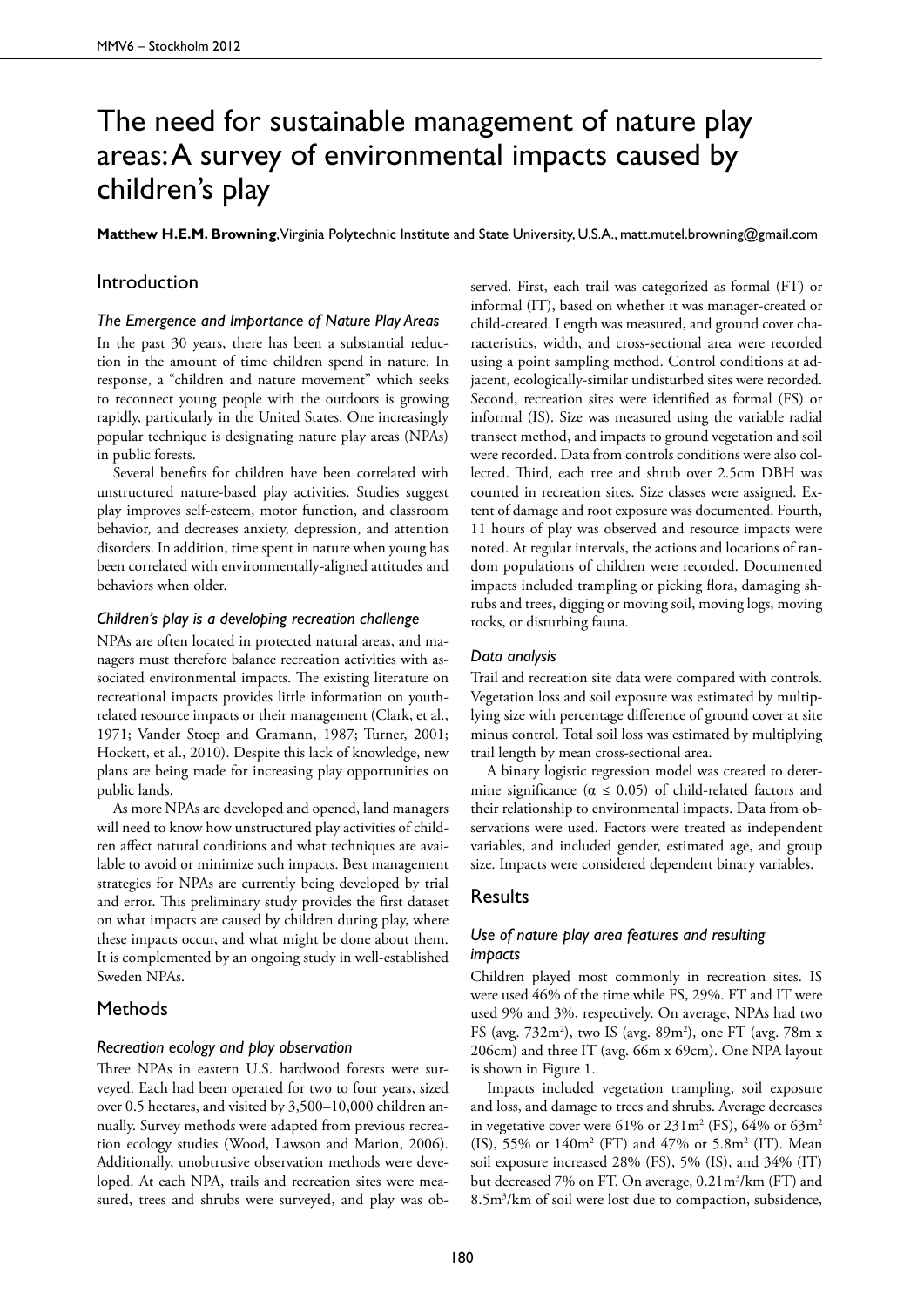# The need for sustainable management of nature play areas: A survey of environmental impacts caused by children's play

**Matthew H.E.M. Browning**, Virginia Polytechnic Institute and State University, U.S.A., matt.mutel.browning@gmail.com

## Introduction

### *The Emergence and Importance of Nature Play Areas*

In the past 30 years, there has been a substantial reduction in the amount of time children spend in nature. In response, a "children and nature movement" which seeks to reconnect young people with the outdoors is growing rapidly, particularly in the United States. One increasingly popular technique is designating nature play areas (NPAs) in public forests.

Several benefits for children have been correlated with unstructured nature-based play activities. Studies suggest play improves self-esteem, motor function, and classroom behavior, and decreases anxiety, depression, and attention disorders. In addition, time spent in nature when young has been correlated with environmentally-aligned attitudes and behaviors when older.

### *Children's play is a developing recreation challenge*

NPAs are often located in protected natural areas, and managers must therefore balance recreation activities with associated environmental impacts. The existing literature on recreational impacts provides little information on youth-related resource impacts or their management (Clark, et al., 1971; Vander Stoep and Gramann, 1987; Turner, 2001; Hockett, et al., 2010). Despite this lack of knowledge, new plans are being made for increasing play opportunities on public lands.

As more NPAs are developed and opened, land managers will need to know how unstructured play activities of children affect natural conditions and what techniques are available to avoid or minimize such impacts. Best management strategies for NPAs are currently being developed by trial and error. This preliminary study provides the first dataset on what impacts are caused by children during play, where these impacts occur, and what might be done about them. It is complemented by an ongoing study in well-established Sweden NPAs.

## Methods

### *Recreation ecology and play observation*

Three NPAs in eastern U.S. hardwood forests were surveyed. Each had been operated for two to four years, sized over 0.5 hectares, and visited by 3,500–10,000 children annually. Survey methods were adapted from previous recreation ecology studies (Wood, Lawson and Marion, 2006). Additionally, unobtrusive observation methods were developed. At each NPA, trails and recreation sites were measured, trees and shrubs were surveyed, and play was observed. First, each trail was categorized as formal (FT) or informal (IT), based on whether it was manager-created or child-created. Length was measured, and ground cover characteristics, width, and cross-sectional area were recorded using a point sampling method. Control conditions at adjacent, ecologically-similar undisturbed sites were recorded. Second, recreation sites were identified as formal (FS) or informal (IS). Size was measured using the variable radial transect method, and impacts to ground vegetation and soil were recorded. Data from controls conditions were also collected. Third, each tree and shrub over 2.5cm DBH was counted in recreation sites. Size classes were assigned. Extent of damage and root exposure was documented. Fourth, 11 hours of play was observed and resource impacts were noted. At regular intervals, the actions and locations of random populations of children were recorded. Documented impacts included trampling or picking flora, damaging shrubs and trees, digging or moving soil, moving logs, moving rocks, or disturbing fauna.

### *Data analysis*

Trail and recreation site data were compared with controls. Vegetation loss and soil exposure was estimated by multiplying size with percentage difference of ground cover at site minus control. Total soil loss was estimated by multiplying trail length by mean cross-sectional area.

A binary logistic regression model was created to determine significance ($\alpha \leq 0.05$) of child-related factors and their relationship to environmental impacts. Data from observations were used. Factors were treated as independent variables, and included gender, estimated age, and group size. Impacts were considered dependent binary variables.

## Results

### *Use of nature play area features and resulting impacts*

Children played most commonly in recreation sites. IS were used 46% of the time while FS, 29%. FT and IT were used 9% and 3%, respectively. On average, NPAs had two FS (avg. 732m$^2$), two IS (avg. 89m$^2$), one FT (avg. 78m x 206cm) and three IT (avg. 66m x 69cm). One NPA layout is shown in Figure 1.

Impacts included vegetation trampling, soil exposure and loss, and damage to trees and shrubs. Average decreases in vegetative cover were 61% or 231m$^2$ (FS), 64% or 63m$^2$ (IS), 55% or 140m$^2$ (FT) and 47% or 5.8m$^2$ (IT). Mean soil exposure increased 28% (FS), 5% (IS), and 34% (IT) but decreased 7% on FT. On average, 0.21m$^3$/km (FT) and 8.5m$^3$/km of soil were lost due to compaction, subsidence,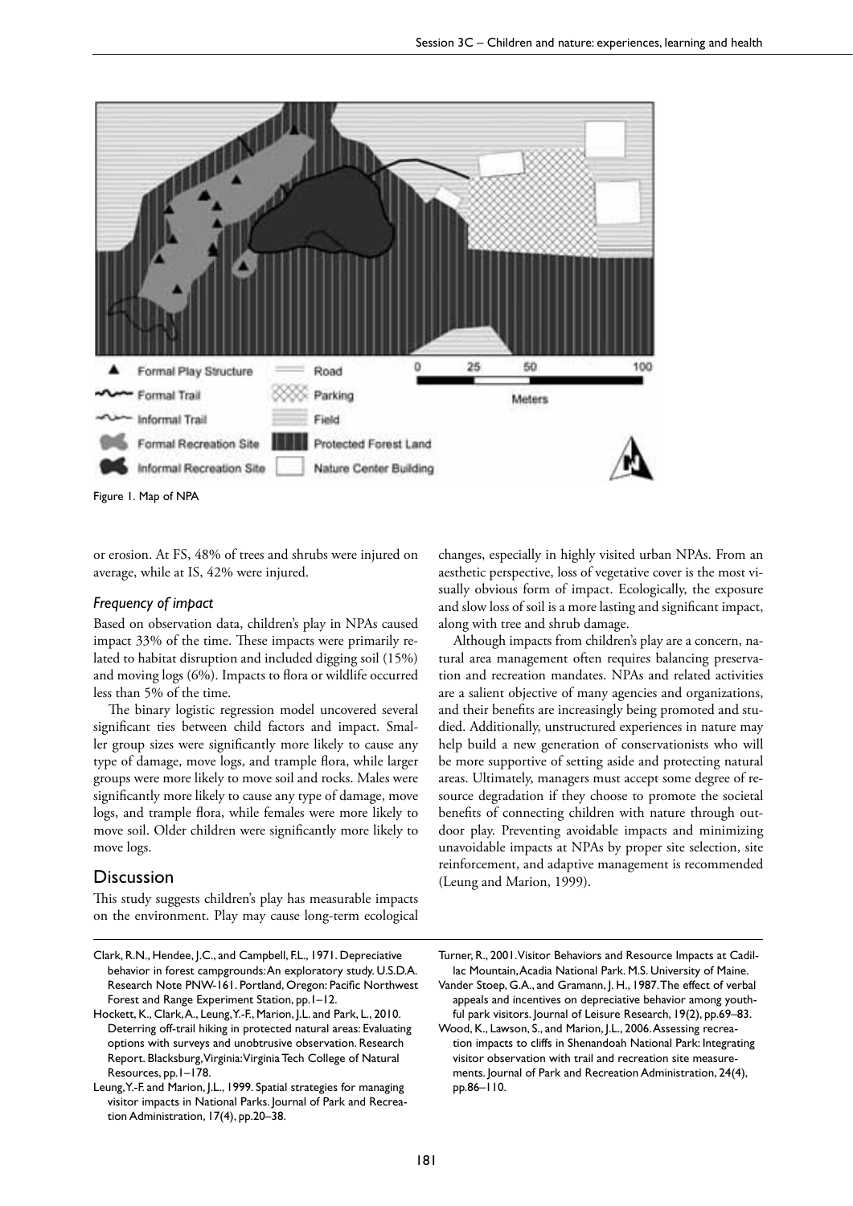Formal Play Structure
Formal Trail
Informal Trail
Formal Recreation Site
Informal Recreation Site
Road
Parking
Field
Protected Forest Land
Nature Center Building
0 25 50 100
Meters
N

Figure 1. Map of NPA

or erosion. At FS, 48% of trees and shrubs were injured on average, while at IS, 42% were injured.

### *Frequency of impact*

Based on observation data, children's play in NPAs caused impact 33% of the time. These impacts were primarily related to habitat disruption and included digging soil (15%) and moving logs (6%). Impacts to flora or wildlife occurred less than 5% of the time.

The binary logistic regression model uncovered several significant ties between child factors and impact. Smaller group sizes were significantly more likely to cause any type of damage, move logs, and trample flora, while larger groups were more likely to move soil and rocks. Males were significantly more likely to cause any type of damage, move logs, and trample flora, while females were more likely to move soil. Older children were significantly more likely to move logs.

## Discussion

This study suggests children's play has measurable impacts on the environment. Play may cause long-term ecological changes, especially in highly visited urban NPAs. From an aesthetic perspective, loss of vegetative cover is the most visually obvious form of impact. Ecologically, the exposure and slow loss of soil is a more lasting and significant impact, along with tree and shrub damage.

Although impacts from children's play are a concern, natural area management often requires balancing preservation and recreation mandates. NPAs and related activities are a salient objective of many agencies and organizations, and their benefits are increasingly being promoted and studied. Additionally, unstructured experiences in nature may help build a new generation of conservationists who will be more supportive of setting aside and protecting natural areas. Ultimately, managers must accept some degree of resource degradation if they choose to promote the societal benefits of connecting children with nature through outdoor play. Preventing avoidable impacts and minimizing unavoidable impacts at NPAs by proper site selection, site reinforcement, and adaptive management is recommended (Leung and Marion, 1999).

Clark, R.N., Hendee, J.C., and Campbell, F.L., 1971. Depreciative behavior in forest campgrounds: An exploratory study. U.S.D.A. Research Note PNW-161. Portland, Oregon: Pacific Northwest Forest and Range Experiment Station, pp.1–12.

Hockett, K., Clark, A., Leung, Y.-F., Marion, J.L. and Park, L., 2010. Deterring off-trail hiking in protected natural areas: Evaluating options with surveys and unobtrusive observation. Research Report. Blacksburg, Virginia: Virginia Tech College of Natural Resources, pp.1–178.

Leung, Y.-F. and Marion, J.L., 1999. Spatial strategies for managing visitor impacts in National Parks. Journal of Park and Recreation Administration, 17(4), pp.20–38.

Turner, R., 2001. Visitor Behaviors and Resource Impacts at Cadillac Mountain, Acadia National Park. M.S. University of Maine.

Vander Stoep, G.A., and Gramann, J. H., 1987. The effect of verbal appeals and incentives on depreciative behavior among youthful park visitors. Journal of Leisure Research, 19(2), pp.69–83.

Wood, K., Lawson, S., and Marion, J.L., 2006. Assessing recreation impacts to cliffs in Shenandoah National Park: Integrating visitor observation with trail and recreation site measurements. Journal of Park and Recreation Administration, 24(4), pp.86–110.